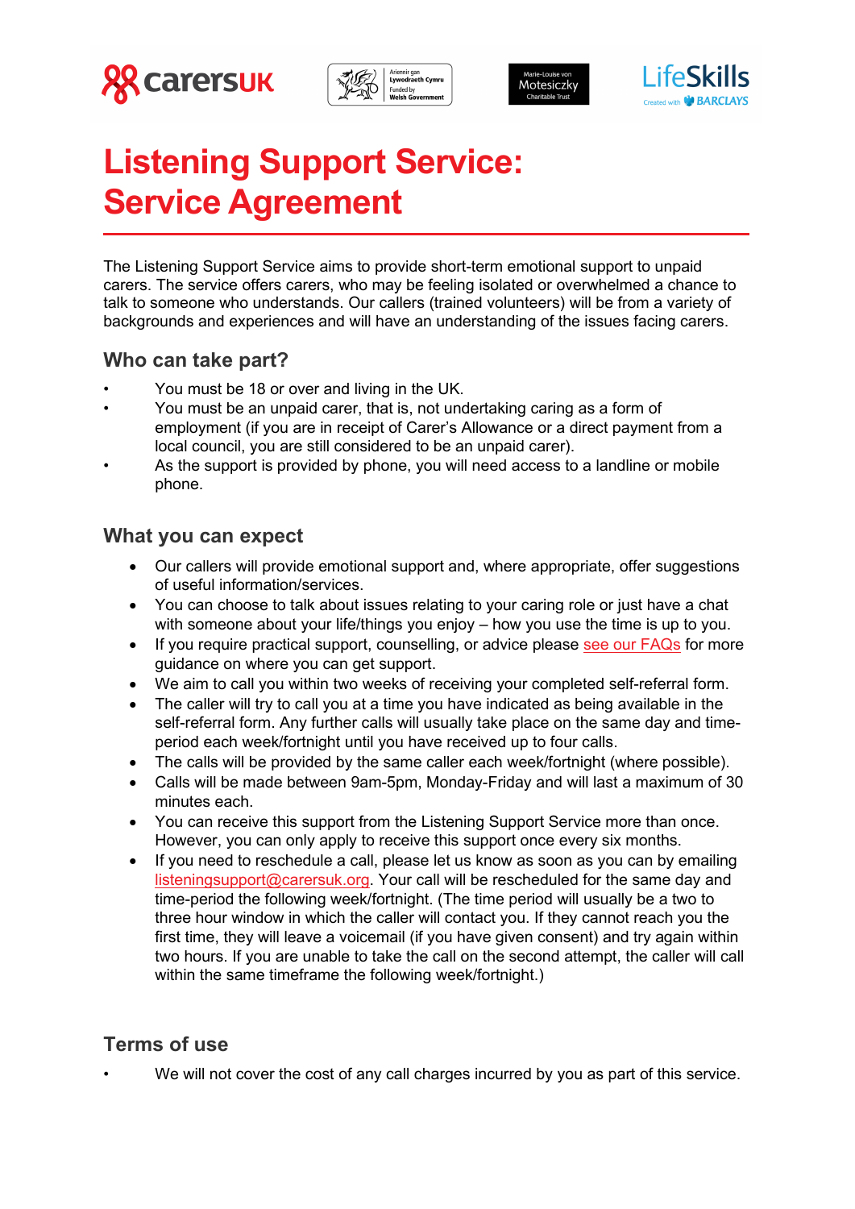# Listening Support Service: Service Agreement

The Listening Support Service aims to provide short-term emotional support to unpaid carers. The service offers carers, who may be feeling isolated or overwhelmed a chance to talk to someone who understands. Our callers (trained volunteers) will be from a variety of backgrounds and experiences and will have an understanding of the issues facing carers.

## Who can take part?

- You must be 18 or over and living in the UK.
- You must be an unpaid carer, that is, not undertaking caring as a form of employment (if you are in receipt of Carer's Allowance or a direct payment from a local council, you are still considered to be an unpaid carer).
- As the support is provided by phone, you will need access to a landline or mobile phone.

## What you can expect

- Our callers will provide emotional support and, where appropriate, offer suggestions of useful information/services.
- You can choose to talk about issues relating to your caring role or just have a chat with someone about your life/things you enjoy – how you use the time is up to you.
- If you require practical support, counselling, or advice please see our FAQs for more guidance on where you can get support.
- We aim to call you within two weeks of receiving your completed self-referral form.
- The caller will try to call you at a time you have indicated as being available in the self-referral form. Any further calls will usually take place on the same day and time-period each week/fortnight until you have received up to four calls.
- The calls will be provided by the same caller each week/fortnight (where possible).
- Calls will be made between 9am-5pm, Monday-Friday and will last a maximum of 30 minutes each.
- You can receive this support from the Listening Support Service more than once. However, you can only apply to receive this support once every six months.
- If you need to reschedule a call, please let us know as soon as you can by emailing listeningsupport@carersuk.org. Your call will be rescheduled for the same day and time-period the following week/fortnight. (The time period will usually be a two to three hour window in which the caller will contact you. If they cannot reach you the first time, they will leave a voicemail (if you have given consent) and try again within two hours. If you are unable to take the call on the second attempt, the caller will call within the same timeframe the following week/fortnight.)

## Terms of use

- We will not cover the cost of any call charges incurred by you as part of this service.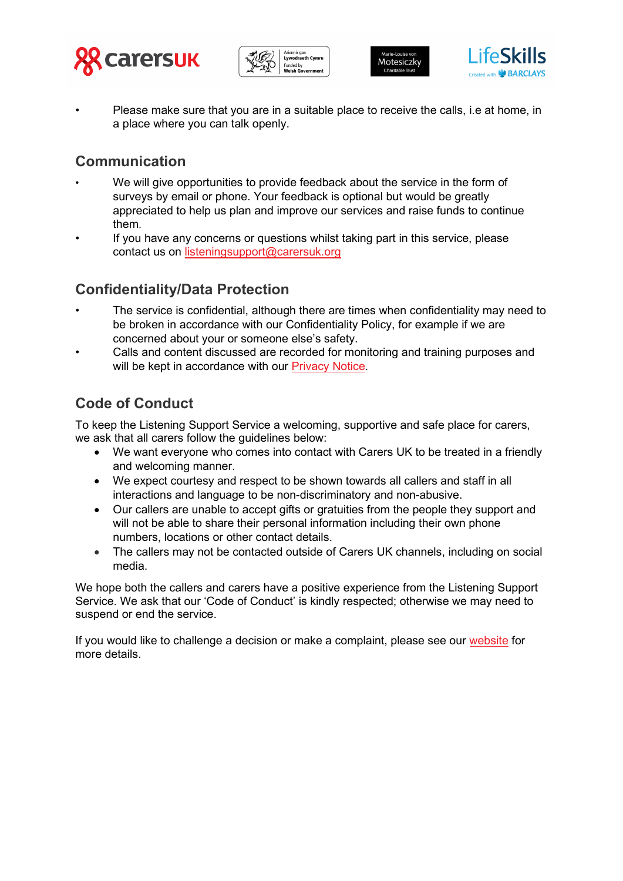- Please make sure that you are in a suitable place to receive the calls, i.e at home, in a place where you can talk openly.

## Communication

- We will give opportunities to provide feedback about the service in the form of surveys by email or phone. Your feedback is optional but would be greatly appreciated to help us plan and improve our services and raise funds to continue them.
- If you have any concerns or questions whilst taking part in this service, please contact us on listeningsupport@carersuk.org

## Confidentiality/Data Protection

- The service is confidential, although there are times when confidentiality may need to be broken in accordance with our Confidentiality Policy, for example if we are concerned about your or someone else's safety.
- Calls and content discussed are recorded for monitoring and training purposes and will be kept in accordance with our Privacy Notice.

## Code of Conduct

To keep the Listening Support Service a welcoming, supportive and safe place for carers, we ask that all carers follow the guidelines below:

- We want everyone who comes into contact with Carers UK to be treated in a friendly and welcoming manner.
- We expect courtesy and respect to be shown towards all callers and staff in all interactions and language to be non-discriminatory and non-abusive.
- Our callers are unable to accept gifts or gratuities from the people they support and will not be able to share their personal information including their own phone numbers, locations or other contact details.
- The callers may not be contacted outside of Carers UK channels, including on social media.

We hope both the callers and carers have a positive experience from the Listening Support Service. We ask that our 'Code of Conduct' is kindly respected; otherwise we may need to suspend or end the service.

If you would like to challenge a decision or make a complaint, please see our website for more details.